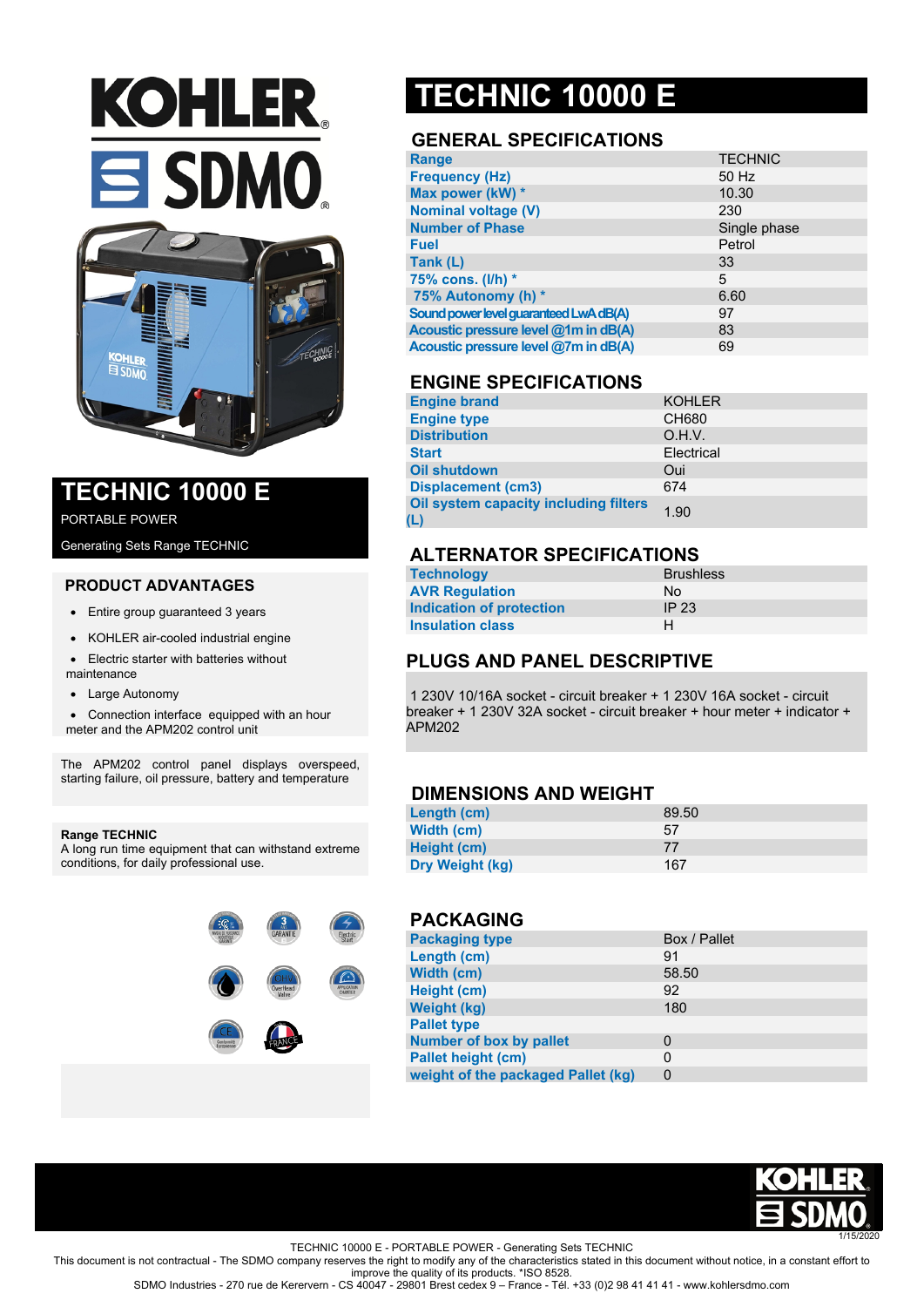# TECHNIC 10000 E

PORTABLE POWER

Generating Sets Range TECHNIC

## PRODUCT ADVANTAGES

- Entire group guaranteed 3 years
- KOHLER air-cooled industrial engine
- Electric starter with batteries without maintenance
- Large Autonomy
- Connection interface equipped with an hour meter and the APM202 control unit

The APM202 control panel displays overspeed, starting failure, oil pressure, battery and temperature

**Range TECHNIC**
A long run time equipment that can withstand extreme conditions, for daily professional use.

# TECHNIC 10000 E

## GENERAL SPECIFICATIONS

| | |
|---|---|
| Range | TECHNIC |
| Frequency (Hz) | 50 Hz |
| Max power (kW) * | 10.30 |
| Nominal voltage (V) | 230 |
| Number of Phase | Single phase |
| Fuel | Petrol |
| Tank (L) | 33 |
| 75% cons. (l/h) * | 5 |
| 75% Autonomy (h) * | 6.60 |
| Sound power level guaranteed LwA dB(A) | 97 |
| Acoustic pressure level @1m in dB(A) | 83 |
| Acoustic pressure level @7m in dB(A) | 69 |

## ENGINE SPECIFICATIONS

| | |
|---|---|
| Engine brand | KOHLER |
| Engine type | CH680 |
| Distribution | O.H.V. |
| Start | Electrical |
| Oil shutdown | Oui |
| Displacement (cm3) | 674 |
| Oil system capacity including filters (L) | 1.90 |

## ALTERNATOR SPECIFICATIONS

| | |
|---|---|
| Technology | Brushless |
| AVR Regulation | No |
| Indication of protection | IP 23 |
| Insulation class | H |

## PLUGS AND PANEL DESCRIPTIVE

1 230V 10/16A socket - circuit breaker + 1 230V 16A socket - circuit breaker + 1 230V 32A socket - circuit breaker + hour meter + indicator + APM202

## DIMENSIONS AND WEIGHT

| | |
|---|---|
| Length (cm) | 89.50 |
| Width (cm) | 57 |
| Height (cm) | 77 |
| Dry Weight (kg) | 167 |

## PACKAGING

| | |
|---|---|
| Packaging type | Box / Pallet |
| Length (cm) | 91 |
| Width (cm) | 58.50 |
| Height (cm) | 92 |
| Weight (kg) | 180 |
| Pallet type | |
| Number of box by pallet | 0 |
| Pallet height (cm) | 0 |
| weight of the packaged Pallet (kg) | 0 |

1/15/2020

TECHNIC 10000 E - PORTABLE POWER - Generating Sets TECHNIC

This document is not contractual - The SDMO company reserves the right to modify any of the characteristics stated in this document without notice, in a constant effort to improve the quality of its products. *ISO 8528.

SDMO Industries - 270 rue de Kerervern - CS 40047 - 29801 Brest cedex 9 – France - Tél. +33 (0)2 98 41 41 41 - www.kohlersdmo.com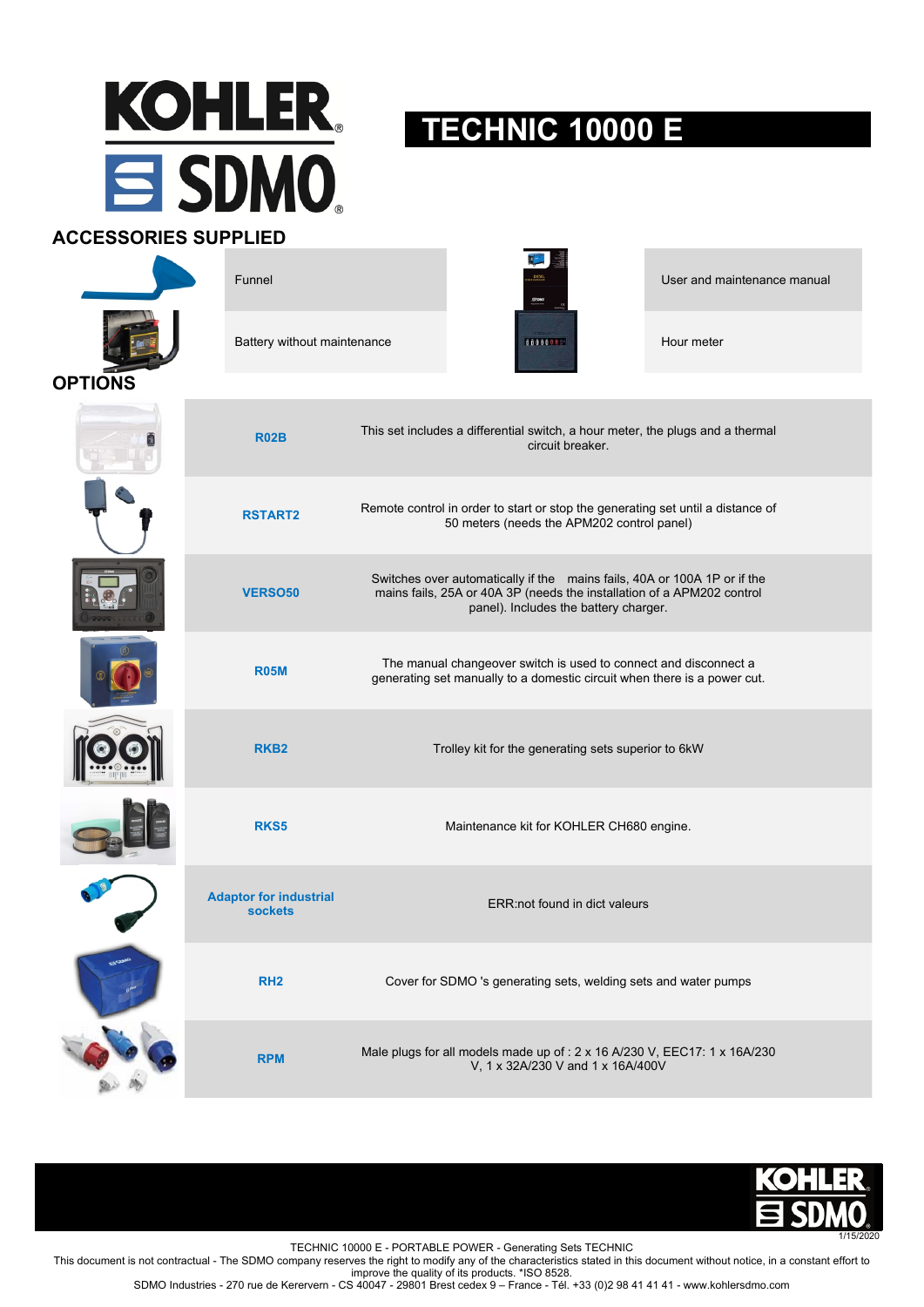# TECHNIC 10000 E

## ACCESSORIES SUPPLIED

| | |
|---|---|
| Funnel | User and maintenance manual |
| Battery without maintenance | Hour meter |

## OPTIONS

| | |
|---|---|
| **R02B** | This set includes a differential switch, a hour meter, the plugs and a thermal circuit breaker. |
| **RSTART2** | Remote control in order to start or stop the generating set until a distance of 50 meters (needs the APM202 control panel) |
| **VERSO50** | Switches over automatically if the mains fails, 40A or 100A 1P or if the mains fails, 25A or 40A 3P (needs the installation of a APM202 control panel). Includes the battery charger. |
| **R05M** | The manual changeover switch is used to connect and disconnect a generating set manually to a domestic circuit when there is a power cut. |
| **RKB2** | Trolley kit for the generating sets superior to 6kW |
| **RKS5** | Maintenance kit for KOHLER CH680 engine. |
| **Adaptor for industrial sockets** | ERR:not found in dict valeurs |
| **RH2** | Cover for SDMO 's generating sets, welding sets and water pumps |
| **RPM** | Male plugs for all models made up of : 2 x 16 A/230 V, EEC17: 1 x 16A/230 V, 1 x 32A/230 V and 1 x 16A/400V |

1/15/2020

TECHNIC 10000 E - PORTABLE POWER - Generating Sets TECHNIC

This document is not contractual - The SDMO company reserves the right to modify any of the characteristics stated in this document without notice, in a constant effort to improve the quality of its products. *ISO 8528.

SDMO Industries - 270 rue de Kerervern - CS 40047 - 29801 Brest cedex 9 – France - Tél. +33 (0)2 98 41 41 41 - www.kohlersdmo.com